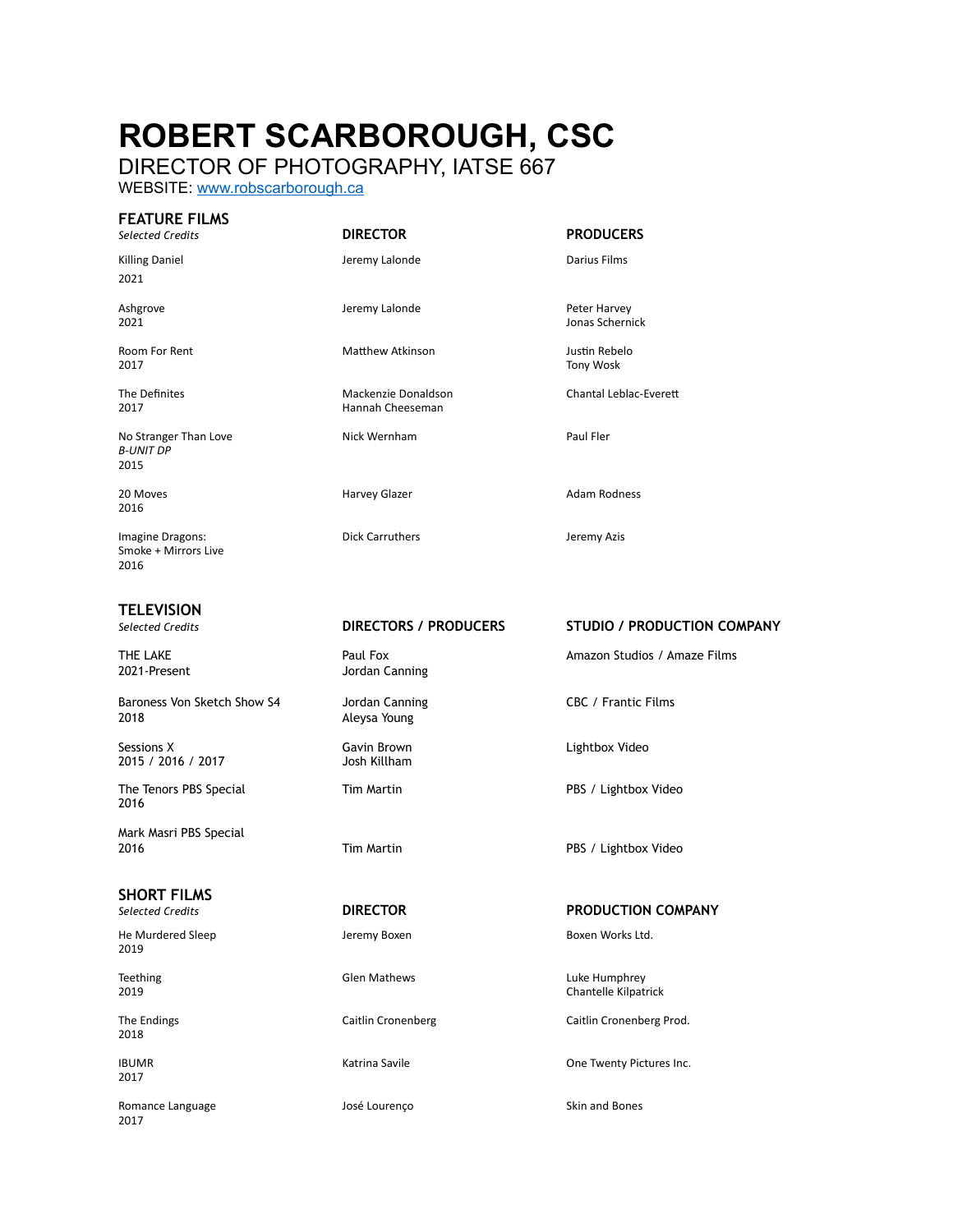# ROBERT SCARBOROUGH, CSC

DIRECTOR OF PHOTOGRAPHY, IATSE 667

WEBSITE: [www.robscarborough.ca](http://www.robscarborough.ca)

## FEATURE FILMS

| *Selected Credits* | **DIRECTOR** | **PRODUCERS** |
|---|---|---|
| Killing Daniel<br>2021 | Jeremy Lalonde | Darius Films |
| Ashgrove<br>2021 | Jeremy Lalonde | Peter Harvey<br>Jonas Schernick |
| Room For Rent<br>2017 | Matthew Atkinson | Justin Rebelo<br>Tony Wosk |
| The Definites<br>2017 | Mackenzie Donaldson<br>Hannah Cheeseman | Chantal Leblac-Everett |
| No Stranger Than Love<br>*B-UNIT DP*<br>2015 | Nick Wernham | Paul Fler |
| 20 Moves<br>2016 | Harvey Glazer | Adam Rodness |
| Imagine Dragons:<br>Smoke + Mirrors Live<br>2016 | Dick Carruthers | Jeremy Azis |

## TELEVISION

| *Selected Credits* | **DIRECTORS / PRODUCERS** | **STUDIO / PRODUCTION COMPANY** |
|---|---|---|
| THE LAKE<br>2021-Present | Paul Fox<br>Jordan Canning | Amazon Studios / Amaze Films |
| Baroness Von Sketch Show S4<br>2018 | Jordan Canning<br>Aleysa Young | CBC / Frantic Films |
| Sessions X<br>2015 / 2016 / 2017 | Gavin Brown<br>Josh Killham | Lightbox Video |
| The Tenors PBS Special<br>2016 | Tim Martin | PBS / Lightbox Video |
| Mark Masri PBS Special<br>2016 | Tim Martin | PBS / Lightbox Video |

## SHORT FILMS

| *Selected Credits* | **DIRECTOR** | **PRODUCTION COMPANY** |
|---|---|---|
| He Murdered Sleep<br>2019 | Jeremy Boxen | Boxen Works Ltd. |
| Teething<br>2019 | Glen Mathews | Luke Humphrey<br>Chantelle Kilpatrick |
| The Endings<br>2018 | Caitlin Cronenberg | Caitlin Cronenberg Prod. |
| IBUMR<br>2017 | Katrina Savile | One Twenty Pictures Inc. |
| Romance Language<br>2017 | José Lourenço | Skin and Bones |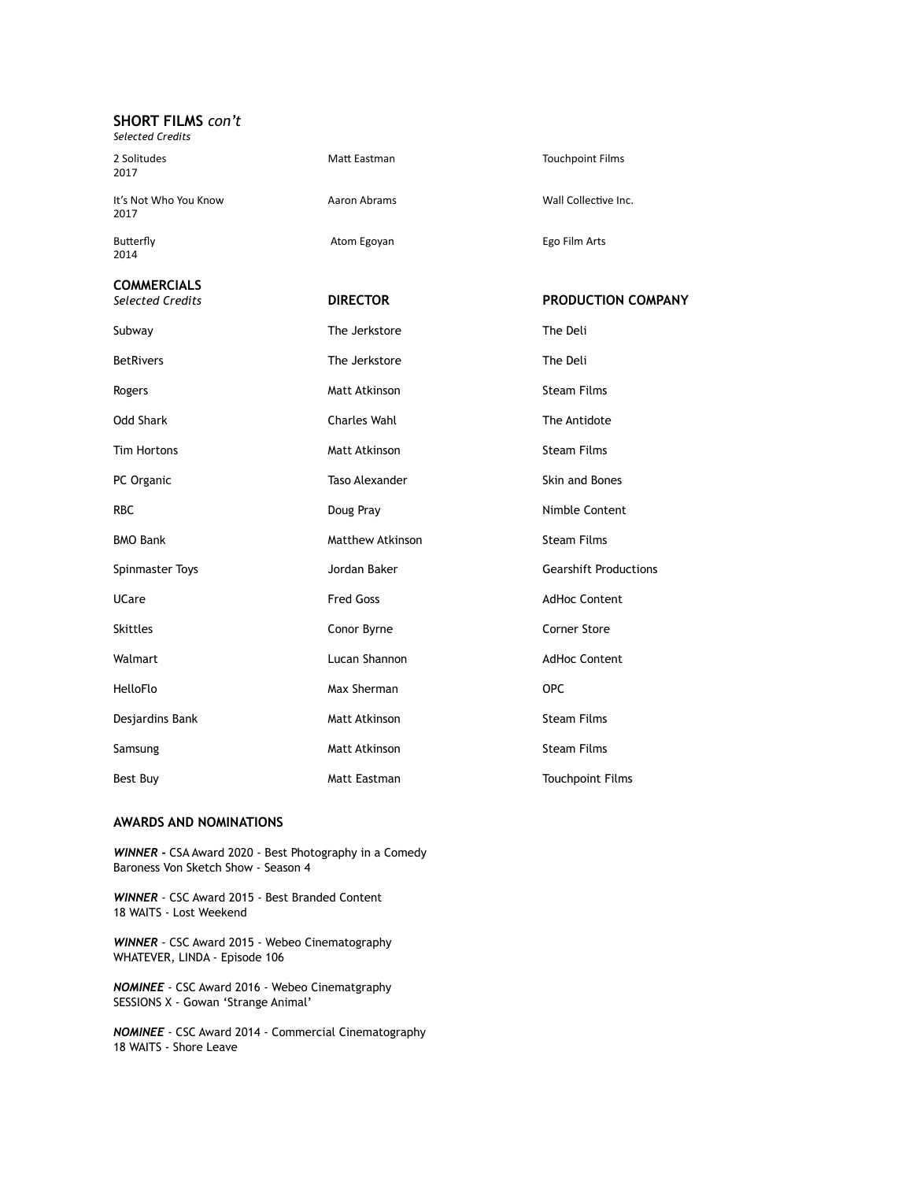## SHORT FILMS *con't*

*Selected Credits*

| | | |
|---|---|---|
| 2 Solitudes<br>2017 | Matt Eastman | Touchpoint Films |
| It's Not Who You Know<br>2017 | Aaron Abrams | Wall Collective Inc. |
| Butterfly<br>2014 | Atom Egoyan | Ego Film Arts |

## COMMERCIALS

| *Selected Credits* | **DIRECTOR** | **PRODUCTION COMPANY** |
|---|---|---|
| Subway | The Jerkstore | The Deli |
| BetRivers | The Jerkstore | The Deli |
| Rogers | Matt Atkinson | Steam Films |
| Odd Shark | Charles Wahl | The Antidote |
| Tim Hortons | Matt Atkinson | Steam Films |
| PC Organic | Taso Alexander | Skin and Bones |
| RBC | Doug Pray | Nimble Content |
| BMO Bank | Matthew Atkinson | Steam Films |
| Spinmaster Toys | Jordan Baker | Gearshift Productions |
| UCare | Fred Goss | AdHoc Content |
| Skittles | Conor Byrne | Corner Store |
| Walmart | Lucan Shannon | AdHoc Content |
| HelloFlo | Max Sherman | OPC |
| Desjardins Bank | Matt Atkinson | Steam Films |
| Samsung | Matt Atkinson | Steam Films |
| Best Buy | Matt Eastman | Touchpoint Films |

## AWARDS AND NOMINATIONS

***WINNER -*** CSA Award 2020 - Best Photography in a Comedy
Baroness Von Sketch Show - Season 4

***WINNER*** - CSC Award 2015 - Best Branded Content
18 WAITS - Lost Weekend

***WINNER*** - CSC Award 2015 - Webeo Cinematography
WHATEVER, LINDA - Episode 106

***NOMINEE*** - CSC Award 2016 - Webeo Cinematgraphy
SESSIONS X - Gowan 'Strange Animal'

***NOMINEE*** - CSC Award 2014 - Commercial Cinematography
18 WAITS - Shore Leave